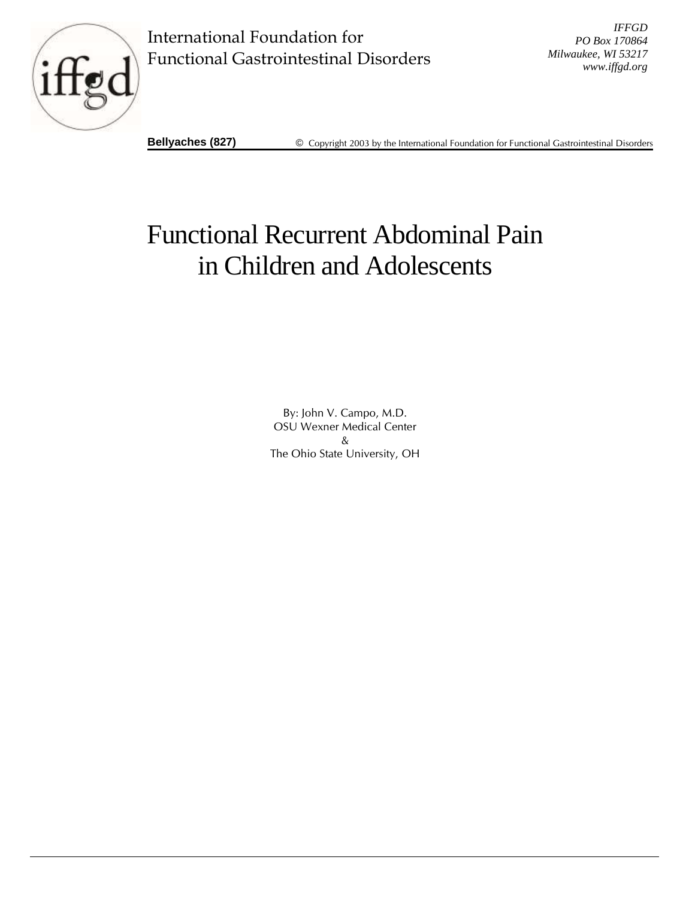International Foundation for Functional Gastrointestinal Disorders

*IFFGD*
*PO Box 170864*
*Milwaukee, WI 53217*
*www.iffgd.org*

**Bellyaches (827)** © Copyright 2003 by the International Foundation for Functional Gastrointestinal Disorders

# Functional Recurrent Abdominal Pain in Children and Adolescents

By: John V. Campo, M.D.
OSU Wexner Medical Center
&
The Ohio State University, OH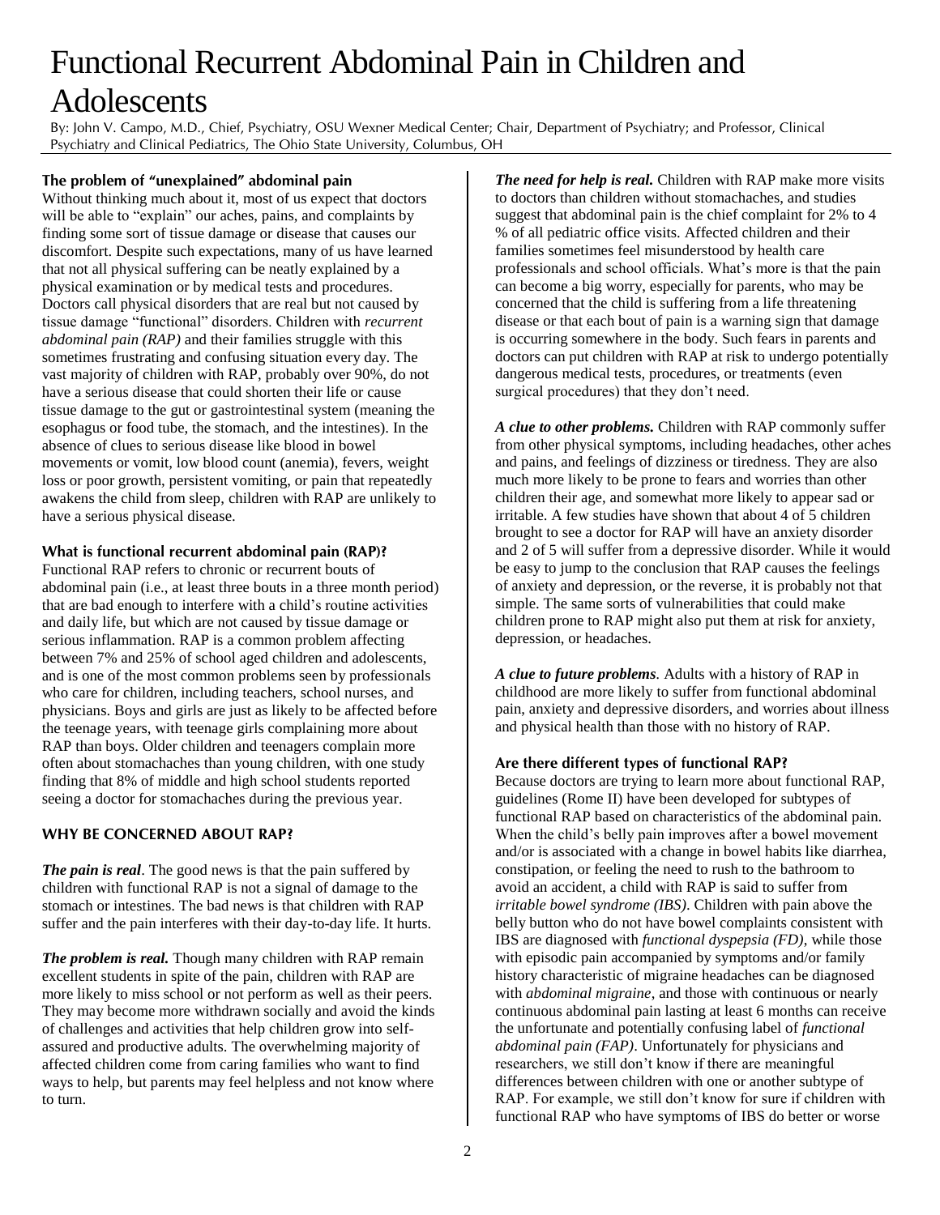# Functional Recurrent Abdominal Pain in Children and Adolescents

By: John V. Campo, M.D., Chief, Psychiatry, OSU Wexner Medical Center; Chair, Department of Psychiatry; and Professor, Clinical Psychiatry and Clinical Pediatrics, The Ohio State University, Columbus, OH

### The problem of "unexplained" abdominal pain

Without thinking much about it, most of us expect that doctors will be able to "explain" our aches, pains, and complaints by finding some sort of tissue damage or disease that causes our discomfort. Despite such expectations, many of us have learned that not all physical suffering can be neatly explained by a physical examination or by medical tests and procedures. Doctors call physical disorders that are real but not caused by tissue damage "functional" disorders. Children with *recurrent abdominal pain (RAP)* and their families struggle with this sometimes frustrating and confusing situation every day. The vast majority of children with RAP, probably over 90%, do not have a serious disease that could shorten their life or cause tissue damage to the gut or gastrointestinal system (meaning the esophagus or food tube, the stomach, and the intestines). In the absence of clues to serious disease like blood in bowel movements or vomit, low blood count (anemia), fevers, weight loss or poor growth, persistent vomiting, or pain that repeatedly awakens the child from sleep, children with RAP are unlikely to have a serious physical disease.

### What is functional recurrent abdominal pain (RAP)?

Functional RAP refers to chronic or recurrent bouts of abdominal pain (i.e., at least three bouts in a three month period) that are bad enough to interfere with a child's routine activities and daily life, but which are not caused by tissue damage or serious inflammation. RAP is a common problem affecting between 7% and 25% of school aged children and adolescents, and is one of the most common problems seen by professionals who care for children, including teachers, school nurses, and physicians. Boys and girls are just as likely to be affected before the teenage years, with teenage girls complaining more about RAP than boys. Older children and teenagers complain more often about stomachaches than young children, with one study finding that 8% of middle and high school students reported seeing a doctor for stomachaches during the previous year.

### WHY BE CONCERNED ABOUT RAP?

***The pain is real***. The good news is that the pain suffered by children with functional RAP is not a signal of damage to the stomach or intestines. The bad news is that children with RAP suffer and the pain interferes with their day-to-day life. It hurts.

***The problem is real.*** Though many children with RAP remain excellent students in spite of the pain, children with RAP are more likely to miss school or not perform as well as their peers. They may become more withdrawn socially and avoid the kinds of challenges and activities that help children grow into self-assured and productive adults. The overwhelming majority of affected children come from caring families who want to find ways to help, but parents may feel helpless and not know where to turn.

***The need for help is real.*** Children with RAP make more visits to doctors than children without stomachaches, and studies suggest that abdominal pain is the chief complaint for 2% to 4 % of all pediatric office visits. Affected children and their families sometimes feel misunderstood by health care professionals and school officials. What's more is that the pain can become a big worry, especially for parents, who may be concerned that the child is suffering from a life threatening disease or that each bout of pain is a warning sign that damage is occurring somewhere in the body. Such fears in parents and doctors can put children with RAP at risk to undergo potentially dangerous medical tests, procedures, or treatments (even surgical procedures) that they don't need.

***A clue to other problems.*** Children with RAP commonly suffer from other physical symptoms, including headaches, other aches and pains, and feelings of dizziness or tiredness. They are also much more likely to be prone to fears and worries than other children their age, and somewhat more likely to appear sad or irritable. A few studies have shown that about 4 of 5 children brought to see a doctor for RAP will have an anxiety disorder and 2 of 5 will suffer from a depressive disorder. While it would be easy to jump to the conclusion that RAP causes the feelings of anxiety and depression, or the reverse, it is probably not that simple. The same sorts of vulnerabilities that could make children prone to RAP might also put them at risk for anxiety, depression, or headaches.

***A clue to future problems***. Adults with a history of RAP in childhood are more likely to suffer from functional abdominal pain, anxiety and depressive disorders, and worries about illness and physical health than those with no history of RAP.

### Are there different types of functional RAP?

Because doctors are trying to learn more about functional RAP, guidelines (Rome II) have been developed for subtypes of functional RAP based on characteristics of the abdominal pain. When the child's belly pain improves after a bowel movement and/or is associated with a change in bowel habits like diarrhea, constipation, or feeling the need to rush to the bathroom to avoid an accident, a child with RAP is said to suffer from *irritable bowel syndrome (IBS)*. Children with pain above the belly button who do not have bowel complaints consistent with IBS are diagnosed with *functional dyspepsia (FD)*, while those with episodic pain accompanied by symptoms and/or family history characteristic of migraine headaches can be diagnosed with *abdominal migraine*, and those with continuous or nearly continuous abdominal pain lasting at least 6 months can receive the unfortunate and potentially confusing label of *functional abdominal pain (FAP)*. Unfortunately for physicians and researchers, we still don't know if there are meaningful differences between children with one or another subtype of RAP. For example, we still don't know for sure if children with functional RAP who have symptoms of IBS do better or worse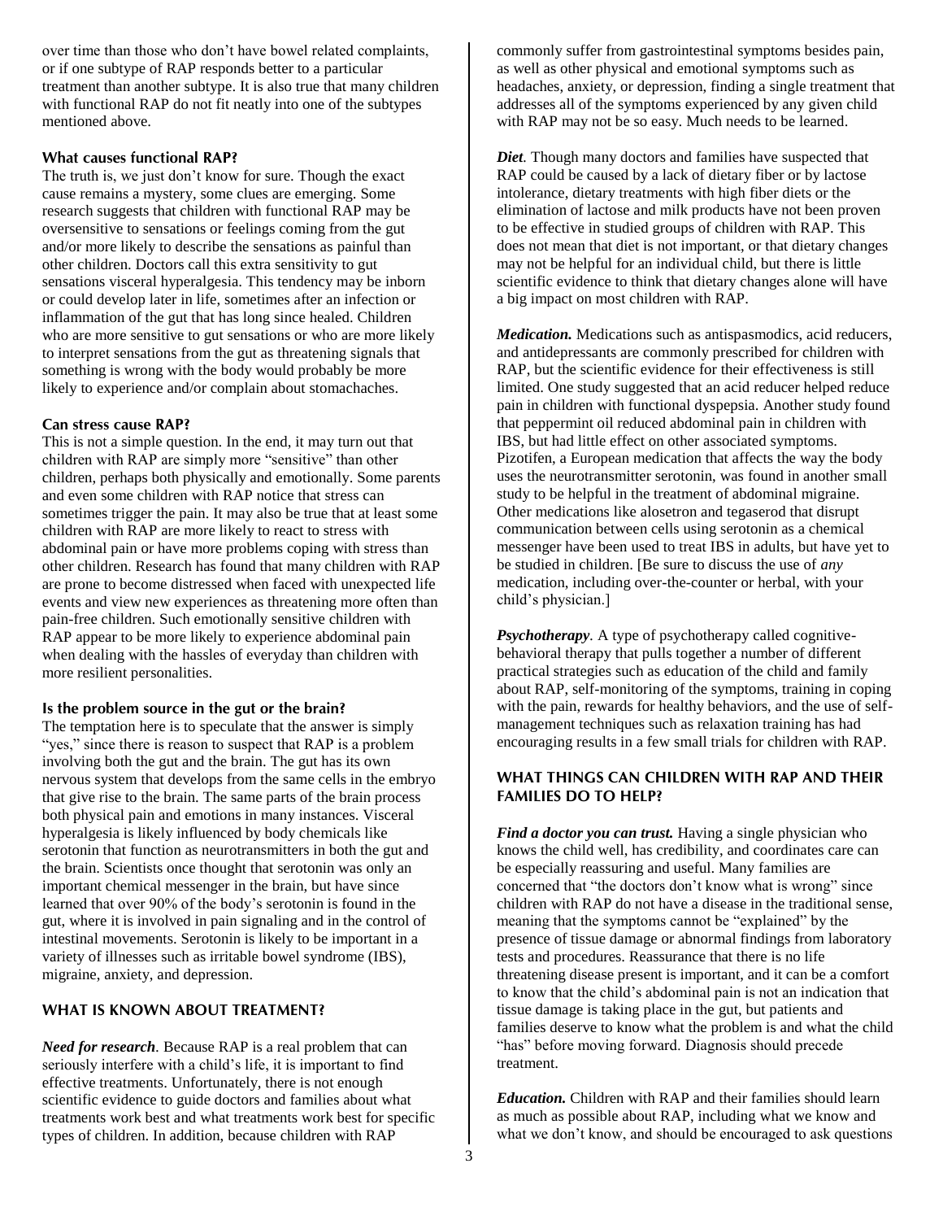over time than those who don't have bowel related complaints, or if one subtype of RAP responds better to a particular treatment than another subtype. It is also true that many children with functional RAP do not fit neatly into one of the subtypes mentioned above.

### What causes functional RAP?

The truth is, we just don't know for sure. Though the exact cause remains a mystery, some clues are emerging. Some research suggests that children with functional RAP may be oversensitive to sensations or feelings coming from the gut and/or more likely to describe the sensations as painful than other children. Doctors call this extra sensitivity to gut sensations visceral hyperalgesia. This tendency may be inborn or could develop later in life, sometimes after an infection or inflammation of the gut that has long since healed. Children who are more sensitive to gut sensations or who are more likely to interpret sensations from the gut as threatening signals that something is wrong with the body would probably be more likely to experience and/or complain about stomachaches.

### Can stress cause RAP?

This is not a simple question. In the end, it may turn out that children with RAP are simply more "sensitive" than other children, perhaps both physically and emotionally. Some parents and even some children with RAP notice that stress can sometimes trigger the pain. It may also be true that at least some children with RAP are more likely to react to stress with abdominal pain or have more problems coping with stress than other children. Research has found that many children with RAP are prone to become distressed when faced with unexpected life events and view new experiences as threatening more often than pain-free children. Such emotionally sensitive children with RAP appear to be more likely to experience abdominal pain when dealing with the hassles of everyday than children with more resilient personalities.

### Is the problem source in the gut or the brain?

The temptation here is to speculate that the answer is simply "yes," since there is reason to suspect that RAP is a problem involving both the gut and the brain. The gut has its own nervous system that develops from the same cells in the embryo that give rise to the brain. The same parts of the brain process both physical pain and emotions in many instances. Visceral hyperalgesia is likely influenced by body chemicals like serotonin that function as neurotransmitters in both the gut and the brain. Scientists once thought that serotonin was only an important chemical messenger in the brain, but have since learned that over 90% of the body's serotonin is found in the gut, where it is involved in pain signaling and in the control of intestinal movements. Serotonin is likely to be important in a variety of illnesses such as irritable bowel syndrome (IBS), migraine, anxiety, and depression.

## WHAT IS KNOWN ABOUT TREATMENT?

***Need for research***. Because RAP is a real problem that can seriously interfere with a child's life, it is important to find effective treatments. Unfortunately, there is not enough scientific evidence to guide doctors and families about what treatments work best and what treatments work best for specific types of children. In addition, because children with RAP commonly suffer from gastrointestinal symptoms besides pain, as well as other physical and emotional symptoms such as headaches, anxiety, or depression, finding a single treatment that addresses all of the symptoms experienced by any given child with RAP may not be so easy. Much needs to be learned.

***Diet***. Though many doctors and families have suspected that RAP could be caused by a lack of dietary fiber or by lactose intolerance, dietary treatments with high fiber diets or the elimination of lactose and milk products have not been proven to be effective in studied groups of children with RAP. This does not mean that diet is not important, or that dietary changes may not be helpful for an individual child, but there is little scientific evidence to think that dietary changes alone will have a big impact on most children with RAP.

***Medication.*** Medications such as antispasmodics, acid reducers, and antidepressants are commonly prescribed for children with RAP, but the scientific evidence for their effectiveness is still limited. One study suggested that an acid reducer helped reduce pain in children with functional dyspepsia. Another study found that peppermint oil reduced abdominal pain in children with IBS, but had little effect on other associated symptoms. Pizotifen, a European medication that affects the way the body uses the neurotransmitter serotonin, was found in another small study to be helpful in the treatment of abdominal migraine. Other medications like alosetron and tegaserod that disrupt communication between cells using serotonin as a chemical messenger have been used to treat IBS in adults, but have yet to be studied in children. [Be sure to discuss the use of *any* medication, including over-the-counter or herbal, with your child's physician.]

***Psychotherapy***. A type of psychotherapy called cognitive-behavioral therapy that pulls together a number of different practical strategies such as education of the child and family about RAP, self-monitoring of the symptoms, training in coping with the pain, rewards for healthy behaviors, and the use of self-management techniques such as relaxation training has had encouraging results in a few small trials for children with RAP.

## WHAT THINGS CAN CHILDREN WITH RAP AND THEIR FAMILIES DO TO HELP?

***Find a doctor you can trust.*** Having a single physician who knows the child well, has credibility, and coordinates care can be especially reassuring and useful. Many families are concerned that "the doctors don't know what is wrong" since children with RAP do not have a disease in the traditional sense, meaning that the symptoms cannot be "explained" by the presence of tissue damage or abnormal findings from laboratory tests and procedures. Reassurance that there is no life threatening disease present is important, and it can be a comfort to know that the child's abdominal pain is not an indication that tissue damage is taking place in the gut, but patients and families deserve to know what the problem is and what the child "has" before moving forward. Diagnosis should precede treatment.

***Education.*** Children with RAP and their families should learn as much as possible about RAP, including what we know and what we don't know, and should be encouraged to ask questions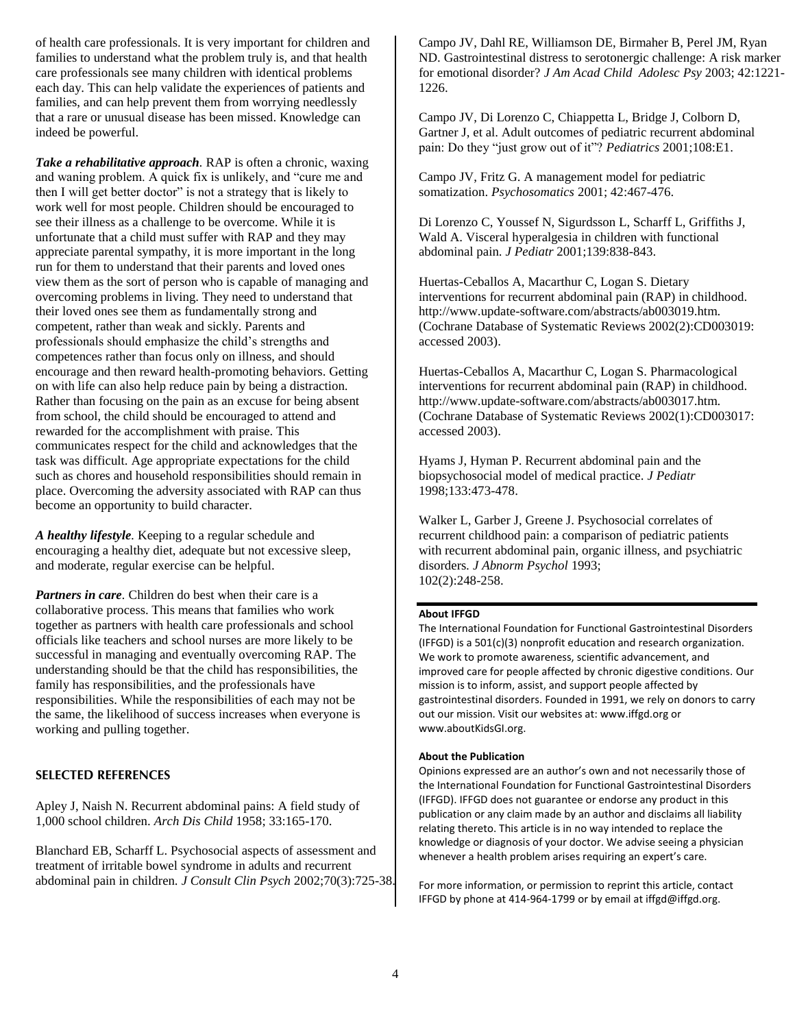of health care professionals. It is very important for children and families to understand what the problem truly is, and that health care professionals see many children with identical problems each day. This can help validate the experiences of patients and families, and can help prevent them from worrying needlessly that a rare or unusual disease has been missed. Knowledge can indeed be powerful.

***Take a rehabilitative approach***. RAP is often a chronic, waxing and waning problem. A quick fix is unlikely, and "cure me and then I will get better doctor" is not a strategy that is likely to work well for most people. Children should be encouraged to see their illness as a challenge to be overcome. While it is unfortunate that a child must suffer with RAP and they may appreciate parental sympathy, it is more important in the long run for them to understand that their parents and loved ones view them as the sort of person who is capable of managing and overcoming problems in living. They need to understand that their loved ones see them as fundamentally strong and competent, rather than weak and sickly. Parents and professionals should emphasize the child's strengths and competences rather than focus only on illness, and should encourage and then reward health-promoting behaviors. Getting on with life can also help reduce pain by being a distraction. Rather than focusing on the pain as an excuse for being absent from school, the child should be encouraged to attend and rewarded for the accomplishment with praise. This communicates respect for the child and acknowledges that the task was difficult. Age appropriate expectations for the child such as chores and household responsibilities should remain in place. Overcoming the adversity associated with RAP can thus become an opportunity to build character.

***A healthy lifestyle***. Keeping to a regular schedule and encouraging a healthy diet, adequate but not excessive sleep, and moderate, regular exercise can be helpful.

***Partners in care***. Children do best when their care is a collaborative process. This means that families who work together as partners with health care professionals and school officials like teachers and school nurses are more likely to be successful in managing and eventually overcoming RAP. The understanding should be that the child has responsibilities, the family has responsibilities, and the professionals have responsibilities. While the responsibilities of each may not be the same, the likelihood of success increases when everyone is working and pulling together.

## SELECTED REFERENCES

Apley J, Naish N. Recurrent abdominal pains: A field study of 1,000 school children. *Arch Dis Child* 1958; 33:165-170.

Blanchard EB, Scharff L. Psychosocial aspects of assessment and treatment of irritable bowel syndrome in adults and recurrent abdominal pain in children. *J Consult Clin Psych* 2002;70(3):725-38.

Campo JV, Dahl RE, Williamson DE, Birmaher B, Perel JM, Ryan ND. Gastrointestinal distress to serotonergic challenge: A risk marker for emotional disorder? *J Am Acad Child Adolesc Psy* 2003; 42:1221-1226.

Campo JV, Di Lorenzo C, Chiappetta L, Bridge J, Colborn D, Gartner J, et al. Adult outcomes of pediatric recurrent abdominal pain: Do they "just grow out of it"? *Pediatrics* 2001;108:E1.

Campo JV, Fritz G. A management model for pediatric somatization. *Psychosomatics* 2001; 42:467-476.

Di Lorenzo C, Youssef N, Sigurdsson L, Scharff L, Griffiths J, Wald A. Visceral hyperalgesia in children with functional abdominal pain. *J Pediatr* 2001;139:838-843.

Huertas-Ceballos A, Macarthur C, Logan S. Dietary interventions for recurrent abdominal pain (RAP) in childhood. http://www.update-software.com/abstracts/ab003019.htm. (Cochrane Database of Systematic Reviews 2002(2):CD003019: accessed 2003).

Huertas-Ceballos A, Macarthur C, Logan S. Pharmacological interventions for recurrent abdominal pain (RAP) in childhood. http://www.update-software.com/abstracts/ab003017.htm. (Cochrane Database of Systematic Reviews 2002(1):CD003017: accessed 2003).

Hyams J, Hyman P. Recurrent abdominal pain and the biopsychosocial model of medical practice. *J Pediatr* 1998;133:473-478.

Walker L, Garber J, Greene J. Psychosocial correlates of recurrent childhood pain: a comparison of pediatric patients with recurrent abdominal pain, organic illness, and psychiatric disorders. *J Abnorm Psychol* 1993; 102(2):248-258.

**About IFFGD**

The International Foundation for Functional Gastrointestinal Disorders (IFFGD) is a 501(c)(3) nonprofit education and research organization. We work to promote awareness, scientific advancement, and improved care for people affected by chronic digestive conditions. Our mission is to inform, assist, and support people affected by gastrointestinal disorders. Founded in 1991, we rely on donors to carry out our mission. Visit our websites at: www.iffgd.org or www.aboutKidsGI.org.

**About the Publication**

Opinions expressed are an author's own and not necessarily those of the International Foundation for Functional Gastrointestinal Disorders (IFFGD). IFFGD does not guarantee or endorse any product in this publication or any claim made by an author and disclaims all liability relating thereto. This article is in no way intended to replace the knowledge or diagnosis of your doctor. We advise seeing a physician whenever a health problem arises requiring an expert's care.

For more information, or permission to reprint this article, contact IFFGD by phone at 414-964-1799 or by email at iffgd@iffgd.org.